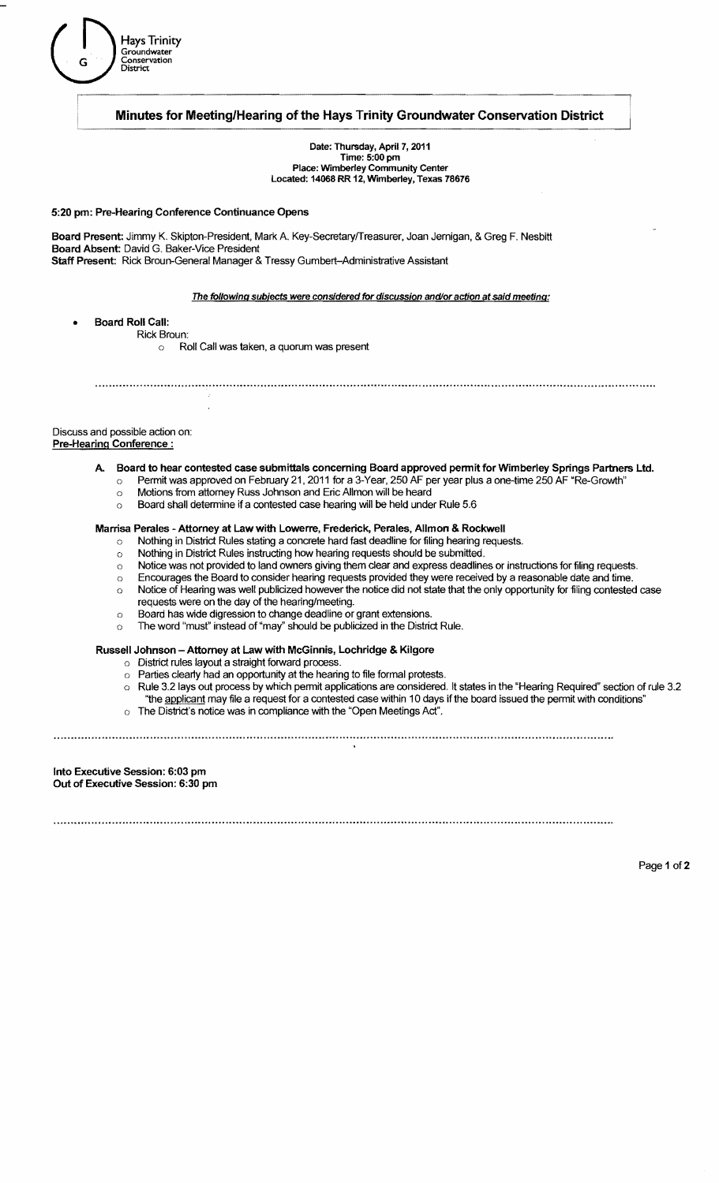Hays Trinity Groundwater Conservation District

# Minutes for Meeting/Hearing of the Hays Trinity Groundwater Conservation District

**Date: Thursday, April 7, 2011**
**Time: 5:00 pm**
**Place: Wimberley Community Center**
**Located: 14068 RR 12, Wimberley, Texas 78676**

**5:20 pm: Pre-Hearing Conference Continuance Opens**

**Board Present:** Jimmy K. Skipton-President, Mark A. Key-Secretary/Treasurer, Joan Jernigan, & Greg F. Nesbitt
**Board Absent:** David G. Baker-Vice President
**Staff Present:** Rick Broun-General Manager & Tressy Gumbert–Administrative Assistant

***The following subjects were considered for discussion and/or action at said meeting:***

- **Board Roll Call:**
  Rick Broun:
  - Roll Call was taken, a quorum was present

---

Discuss and possible action on:
**Pre-Hearing Conference :**

**A. Board to hear contested case submittals concerning Board approved permit for Wimberley Springs Partners Ltd.**

- Permit was approved on February 21, 2011 for a 3-Year, 250 AF per year plus a one-time 250 AF "Re-Growth"
- Motions from attorney Russ Johnson and Eric Allmon will be heard
- Board shall determine if a contested case hearing will be held under Rule 5.6

**Marrisa Perales - Attorney at Law with Lowerre, Frederick, Perales, Allmon & Rockwell**

- Nothing in District Rules stating a concrete hard fast deadline for filing hearing requests.
- Nothing in District Rules instructing how hearing requests should be submitted.
- Notice was not provided to land owners giving them clear and express deadlines or instructions for filing requests.
- Encourages the Board to consider hearing requests provided they were received by a reasonable date and time.
- Notice of Hearing was well publicized however the notice did not state that the only opportunity for filing contested case requests were on the day of the hearing/meeting.
- Board has wide digression to change deadline or grant extensions.
- The word "must" instead of "may" should be publicized in the District Rule.

**Russell Johnson – Attorney at Law with McGinnis, Lochridge & Kilgore**

- District rules layout a straight forward process.
- Parties clearly had an opportunity at the hearing to file formal protests.
- Rule 3.2 lays out process by which permit applications are considered. It states in the "Hearing Required" section of rule 3.2 "the applicant may file a request for a contested case within 10 days if the board issued the permit with conditions"
- The District's notice was in compliance with the "Open Meetings Act".

---

**Into Executive Session: 6:03 pm**
**Out of Executive Session: 6:30 pm**

---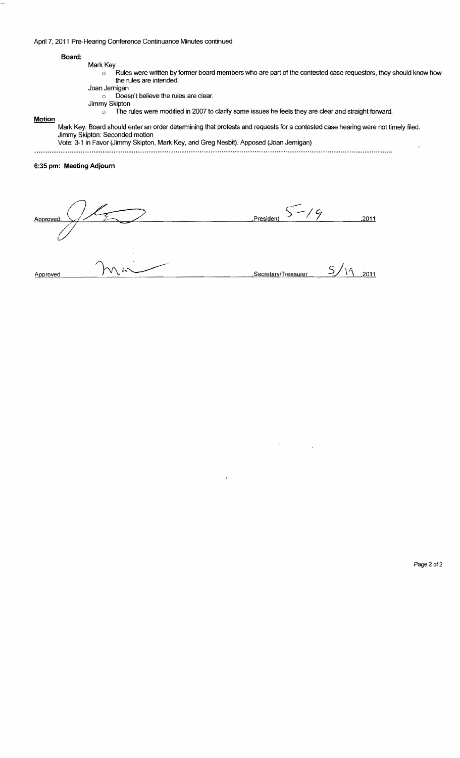April 7, 2011 Pre-Hearing Conference Continuance Minutes continued

**Board:**

Mark Key

- Rules were written by former board members who are part of the contested case requestors, they should know how the rules are intended.

Joan Jernigan

- Doesn't believe the rules are clear.

Jimmy Skipton

- The rules were modified in 2007 to clarify some issues he feels they are clear and straight forward.

**Motion**

Mark Key: Board should enter an order determining that protests and requests for a contested case hearing were not timely filed.
Jimmy Skipton: Seconded motion
Vote: 3-1 in Favor (Jimmy Skipton, Mark Key, and Greg Nesbit). Apposed (Joan Jernigan)

---

**6:35 pm: Meeting Adjourn**

Approved: [signature] President 5-19, 2011

Approved [signature] Secretary/Treasurer 5/19 2011